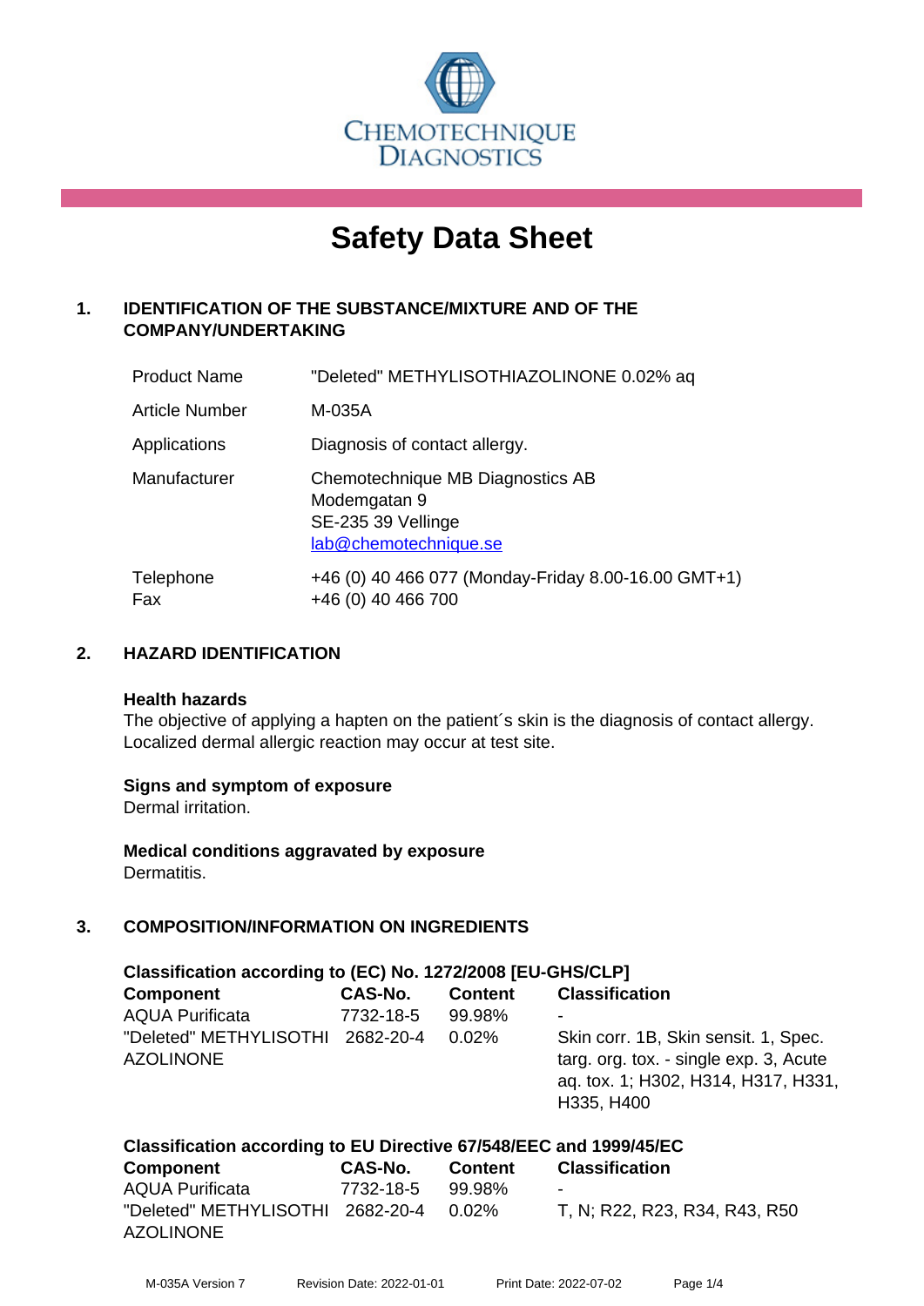CHEMOTECHNIQUE DIAGNOSTICS

# Safety Data Sheet

## 1. IDENTIFICATION OF THE SUBSTANCE/MIXTURE AND OF THE COMPANY/UNDERTAKING

| | |
|---|---|
| Product Name | "Deleted" METHYLISOTHIAZOLINONE 0.02% aq |
| Article Number | M-035A |
| Applications | Diagnosis of contact allergy. |
| Manufacturer | Chemotechnique MB Diagnostics AB<br>Modemgatan 9<br>SE-235 39 Vellinge<br>lab@chemotechnique.se |
| Telephone<br>Fax | +46 (0) 40 466 077 (Monday-Friday 8.00-16.00 GMT+1)<br>+46 (0) 40 466 700 |

## 2. HAZARD IDENTIFICATION

**Health hazards**
The objective of applying a hapten on the patient´s skin is the diagnosis of contact allergy. Localized dermal allergic reaction may occur at test site.

**Signs and symptom of exposure**
Dermal irritation.

**Medical conditions aggravated by exposure**
Dermatitis.

## 3. COMPOSITION/INFORMATION ON INGREDIENTS

**Classification according to (EC) No. 1272/2008 [EU-GHS/CLP]**

| Component | CAS-No. | Content | Classification |
|---|---|---|---|
| AQUA Purificata | 7732-18-5 | 99.98% | - |
| "Deleted" METHYLISOTHIAZOLINONE | 2682-20-4 | 0.02% | Skin corr. 1B, Skin sensit. 1, Spec. targ. org. tox. - single exp. 3, Acute aq. tox. 1; H302, H314, H317, H331, H335, H400 |

**Classification according to EU Directive 67/548/EEC and 1999/45/EC**

| Component | CAS-No. | Content | Classification |
|---|---|---|---|
| AQUA Purificata | 7732-18-5 | 99.98% | - |
| "Deleted" METHYLISOTHIAZOLINONE | 2682-20-4 | 0.02% | T, N; R22, R23, R34, R43, R50 |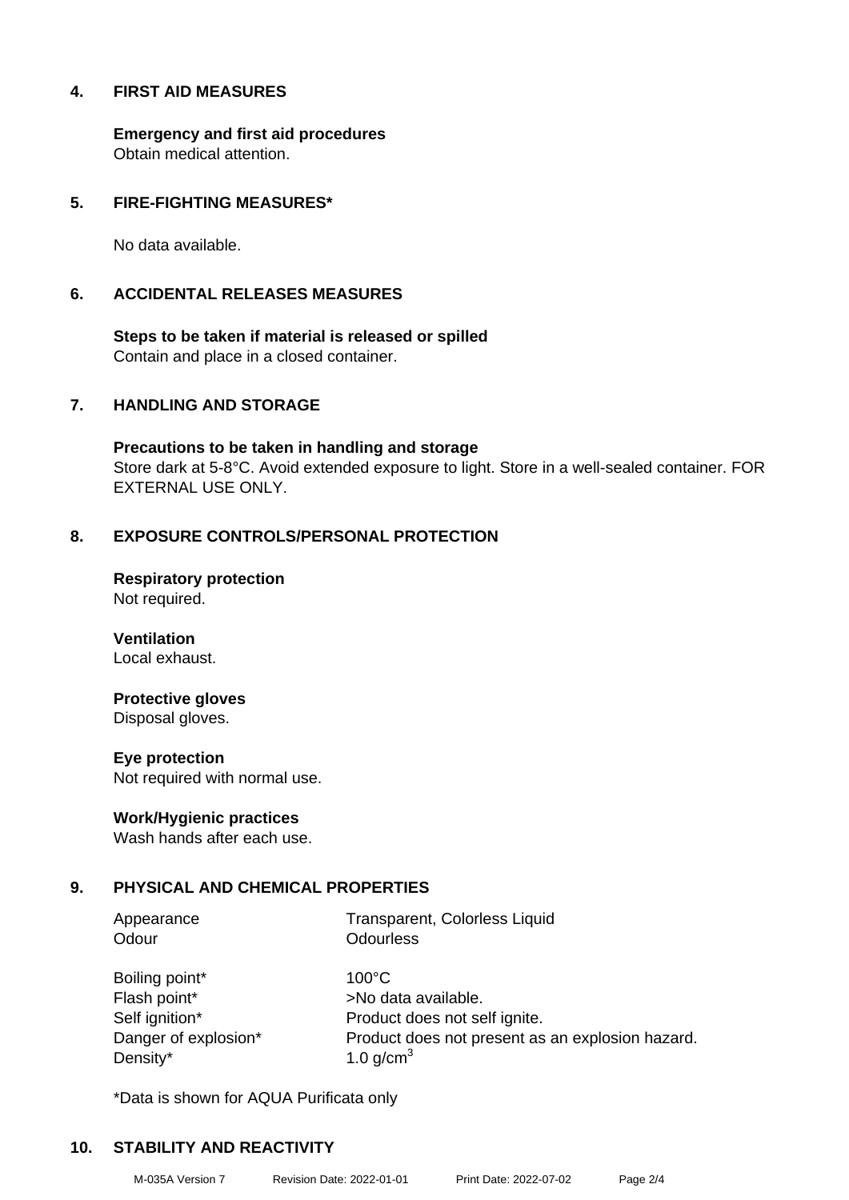## 4. FIRST AID MEASURES

**Emergency and first aid procedures**
Obtain medical attention.

## 5. FIRE-FIGHTING MEASURES*

No data available.

## 6. ACCIDENTAL RELEASES MEASURES

**Steps to be taken if material is released or spilled**
Contain and place in a closed container.

## 7. HANDLING AND STORAGE

**Precautions to be taken in handling and storage**
Store dark at 5-8°C. Avoid extended exposure to light. Store in a well-sealed container. FOR EXTERNAL USE ONLY.

## 8. EXPOSURE CONTROLS/PERSONAL PROTECTION

**Respiratory protection**
Not required.

**Ventilation**
Local exhaust.

**Protective gloves**
Disposal gloves.

**Eye protection**
Not required with normal use.

**Work/Hygienic practices**
Wash hands after each use.

## 9. PHYSICAL AND CHEMICAL PROPERTIES

| | |
|---|---|
| Appearance | Transparent, Colorless Liquid |
| Odour | Odourless |
| Boiling point* | 100°C |
| Flash point* | >No data available. |
| Self ignition* | Product does not self ignite. |
| Danger of explosion* | Product does not present as an explosion hazard. |
| Density* | 1.0 g/cm$^3$ |

*Data is shown for AQUA Purificata only

## 10. STABILITY AND REACTIVITY

M-035A Version 7 Revision Date: 2022-01-01 Print Date: 2022-07-02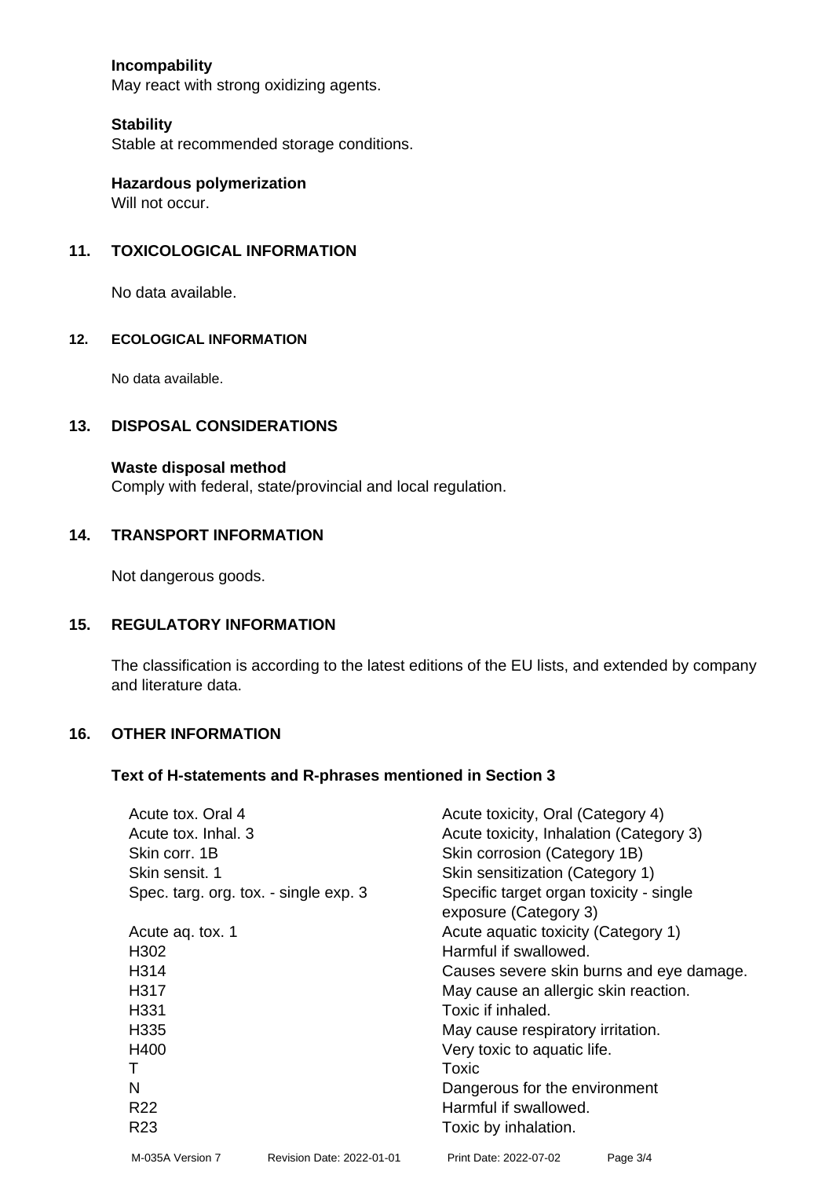**Incompatibility**
May react with strong oxidizing agents.

**Stability**
Stable at recommended storage conditions.

**Hazardous polymerization**
Will not occur.

## 11. TOXICOLOGICAL INFORMATION

No data available.

## 12. ECOLOGICAL INFORMATION

No data available.

## 13. DISPOSAL CONSIDERATIONS

**Waste disposal method**
Comply with federal, state/provincial and local regulation.

## 14. TRANSPORT INFORMATION

Not dangerous goods.

## 15. REGULATORY INFORMATION

The classification is according to the latest editions of the EU lists, and extended by company and literature data.

## 16. OTHER INFORMATION

### Text of H-statements and R-phrases mentioned in Section 3

| | |
|---|---|
| Acute tox. Oral 4 | Acute toxicity, Oral (Category 4) |
| Acute tox. Inhal. 3 | Acute toxicity, Inhalation (Category 3) |
| Skin corr. 1B | Skin corrosion (Category 1B) |
| Skin sensit. 1 | Skin sensitization (Category 1) |
| Spec. targ. org. tox. - single exp. 3 | Specific target organ toxicity - single exposure (Category 3) |
| Acute aq. tox. 1 | Acute aquatic toxicity (Category 1) |
| H302 | Harmful if swallowed. |
| H314 | Causes severe skin burns and eye damage. |
| H317 | May cause an allergic skin reaction. |
| H331 | Toxic if inhaled. |
| H335 | May cause respiratory irritation. |
| H400 | Very toxic to aquatic life. |
| T | Toxic |
| N | Dangerous for the environment |
| R22 | Harmful if swallowed. |
| R23 | Toxic by inhalation. |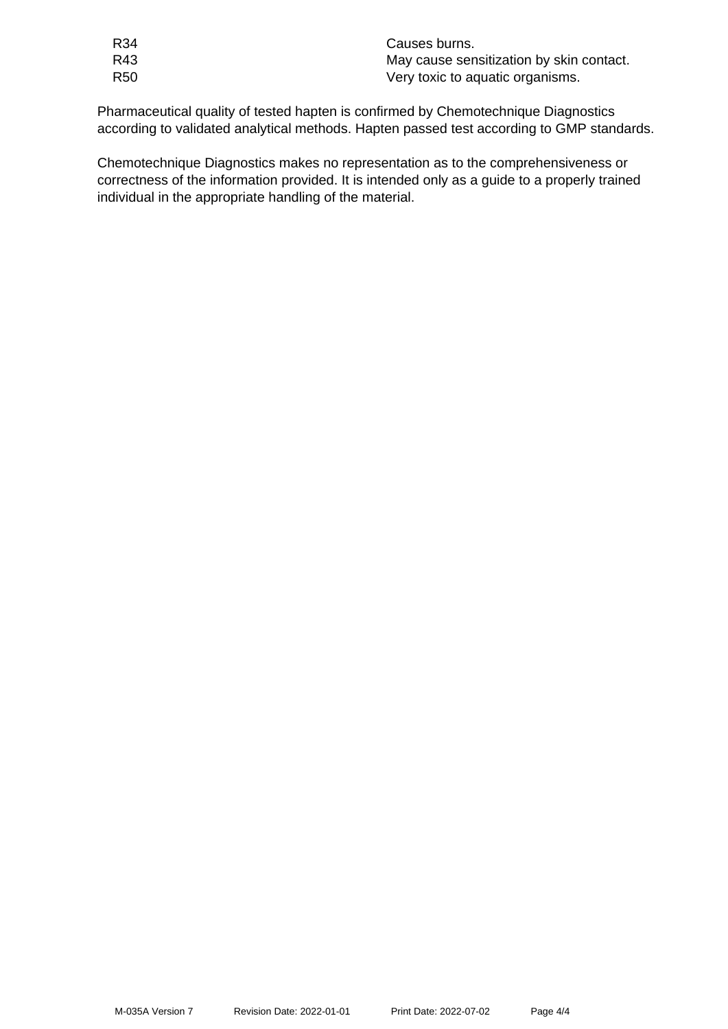| | |
|---|---|
| R34 | Causes burns. |
| R43 | May cause sensitization by skin contact. |
| R50 | Very toxic to aquatic organisms. |

Pharmaceutical quality of tested hapten is confirmed by Chemotechnique Diagnostics according to validated analytical methods. Hapten passed test according to GMP standards.

Chemotechnique Diagnostics makes no representation as to the comprehensiveness or correctness of the information provided. It is intended only as a guide to a properly trained individual in the appropriate handling of the material.